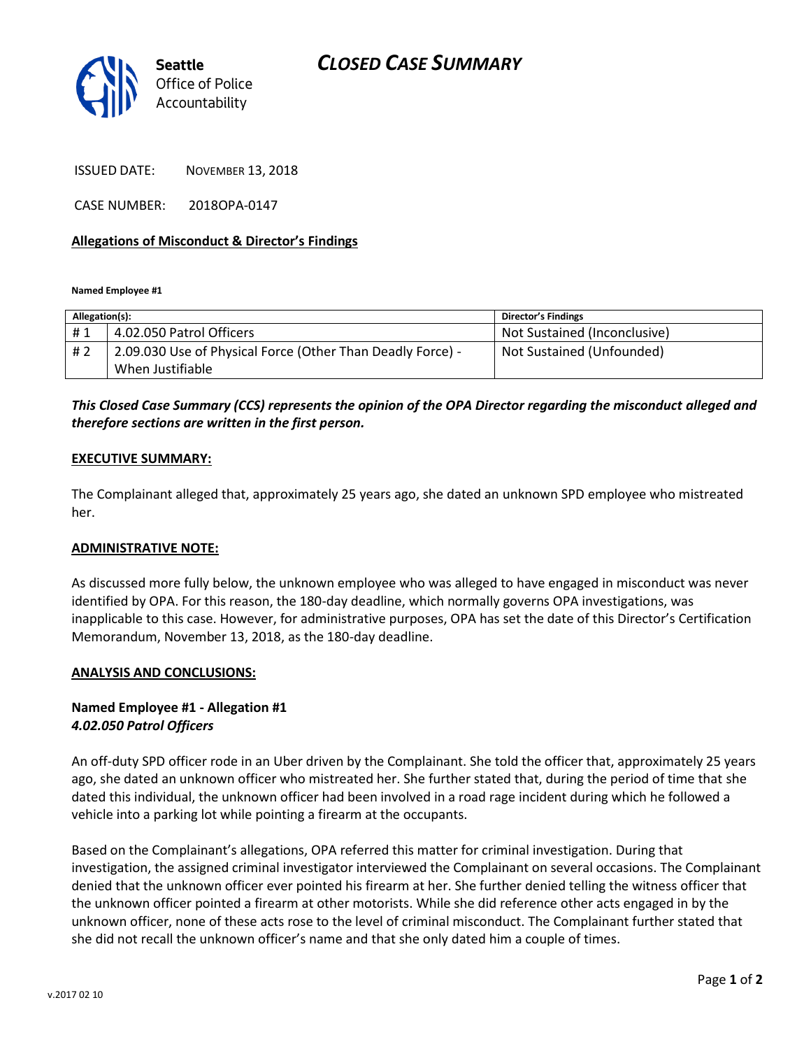**Seattle** Office of Police Accountability

# *CLOSED CASE SUMMARY*

ISSUED DATE: NOVEMBER 13, 2018

CASE NUMBER: 2018OPA-0147

**Allegations of Misconduct & Director's Findings**

**Named Employee #1**

| Allegation(s): | | Director's Findings |
|---|---|---|
| # 1 | 4.02.050 Patrol Officers | Not Sustained (Inconclusive) |
| # 2 | 2.09.030 Use of Physical Force (Other Than Deadly Force) - When Justifiable | Not Sustained (Unfounded) |

***This Closed Case Summary (CCS) represents the opinion of the OPA Director regarding the misconduct alleged and therefore sections are written in the first person.***

**EXECUTIVE SUMMARY:**

The Complainant alleged that, approximately 25 years ago, she dated an unknown SPD employee who mistreated her.

**ADMINISTRATIVE NOTE:**

As discussed more fully below, the unknown employee who was alleged to have engaged in misconduct was never identified by OPA. For this reason, the 180-day deadline, which normally governs OPA investigations, was inapplicable to this case. However, for administrative purposes, OPA has set the date of this Director's Certification Memorandum, November 13, 2018, as the 180-day deadline.

**ANALYSIS AND CONCLUSIONS:**

**Named Employee #1 - Allegation #1**
***4.02.050 Patrol Officers***

An off-duty SPD officer rode in an Uber driven by the Complainant. She told the officer that, approximately 25 years ago, she dated an unknown officer who mistreated her. She further stated that, during the period of time that she dated this individual, the unknown officer had been involved in a road rage incident during which he followed a vehicle into a parking lot while pointing a firearm at the occupants.

Based on the Complainant's allegations, OPA referred this matter for criminal investigation. During that investigation, the assigned criminal investigator interviewed the Complainant on several occasions. The Complainant denied that the unknown officer ever pointed his firearm at her. She further denied telling the witness officer that the unknown officer pointed a firearm at other motorists. While she did reference other acts engaged in by the unknown officer, none of these acts rose to the level of criminal misconduct. The Complainant further stated that she did not recall the unknown officer's name and that she only dated him a couple of times.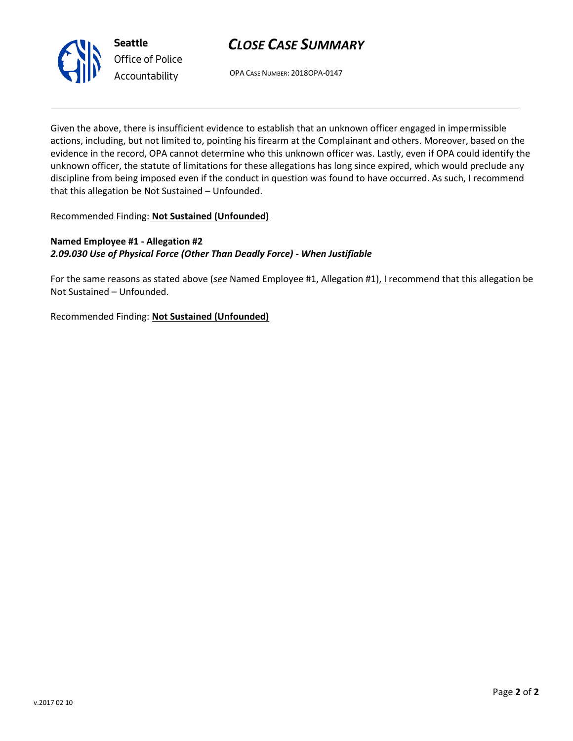Given the above, there is insufficient evidence to establish that an unknown officer engaged in impermissible actions, including, but not limited to, pointing his firearm at the Complainant and others. Moreover, based on the evidence in the record, OPA cannot determine who this unknown officer was. Lastly, even if OPA could identify the unknown officer, the statute of limitations for these allegations has long since expired, which would preclude any discipline from being imposed even if the conduct in question was found to have occurred. As such, I recommend that this allegation be Not Sustained – Unfounded.

Recommended Finding: **Not Sustained (Unfounded)**

**Named Employee #1 - Allegation #2**
***2.09.030 Use of Physical Force (Other Than Deadly Force) - When Justifiable***

For the same reasons as stated above (*see* Named Employee #1, Allegation #1), I recommend that this allegation be Not Sustained – Unfounded.

Recommended Finding: **Not Sustained (Unfounded)**